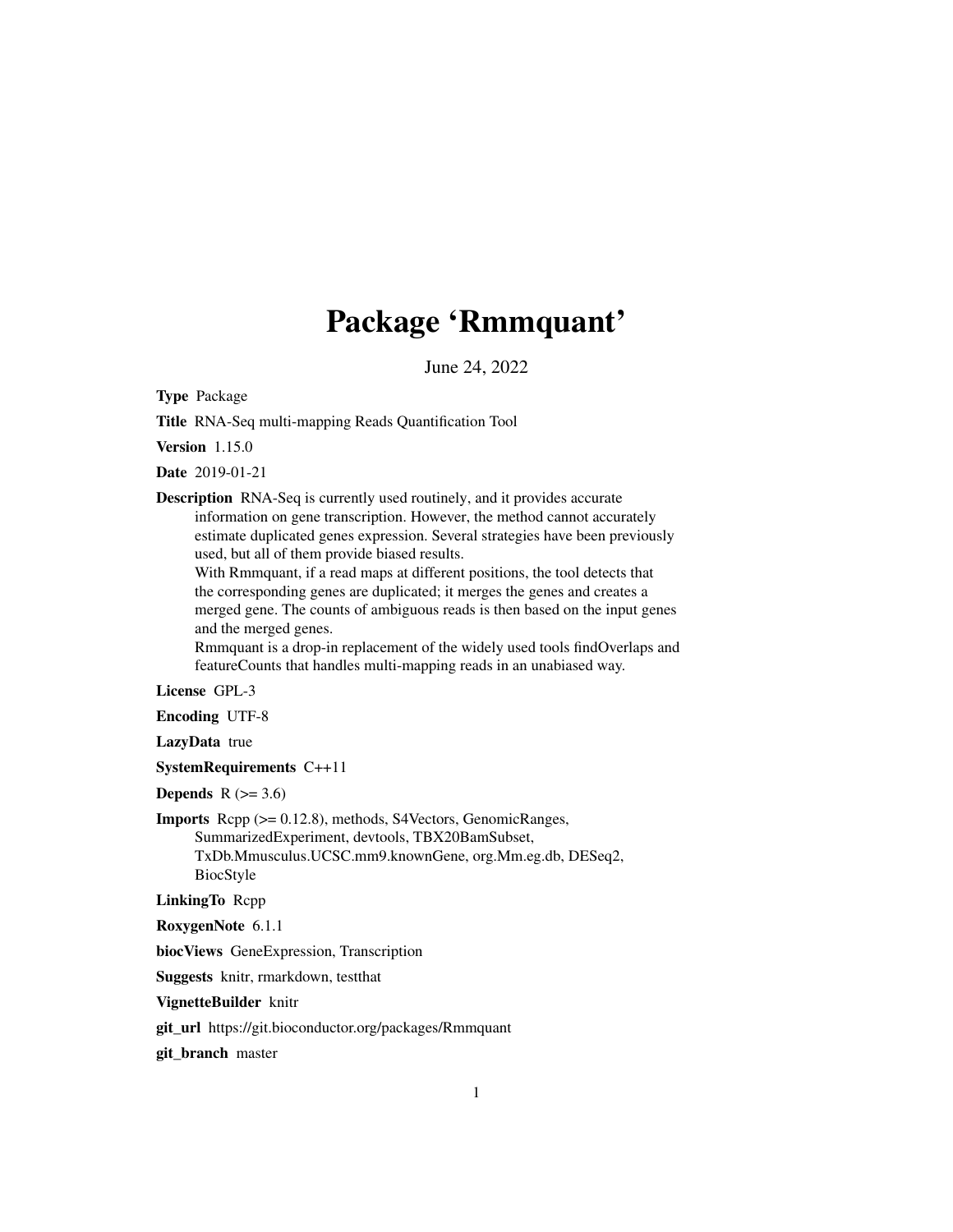# Package 'Rmmquant'

June 24, 2022

**Type** Package

**Title** RNA-Seq multi-mapping Reads Quantification Tool

**Version** 1.15.0

**Date** 2019-01-21

**Description** RNA-Seq is currently used routinely, and it provides accurate information on gene transcription. However, the method cannot accurately estimate duplicated genes expression. Several strategies have been previously used, but all of them provide biased results.
With Rmmquant, if a read maps at different positions, the tool detects that the corresponding genes are duplicated; it merges the genes and creates a merged gene. The counts of ambiguous reads is then based on the input genes and the merged genes.
Rmmquant is a drop-in replacement of the widely used tools findOverlaps and featureCounts that handles multi-mapping reads in an unabiased way.

**License** GPL-3

**Encoding** UTF-8

**LazyData** true

**SystemRequirements** C++11

**Depends** R (>= 3.6)

**Imports** Rcpp (>= 0.12.8), methods, S4Vectors, GenomicRanges, SummarizedExperiment, devtools, TBX20BamSubset, TxDb.Mmusculus.UCSC.mm9.knownGene, org.Mm.eg.db, DESeq2, BiocStyle

**LinkingTo** Rcpp

**RoxygenNote** 6.1.1

**biocViews** GeneExpression, Transcription

**Suggests** knitr, rmarkdown, testthat

**VignetteBuilder** knitr

**git_url** https://git.bioconductor.org/packages/Rmmquant

**git_branch** master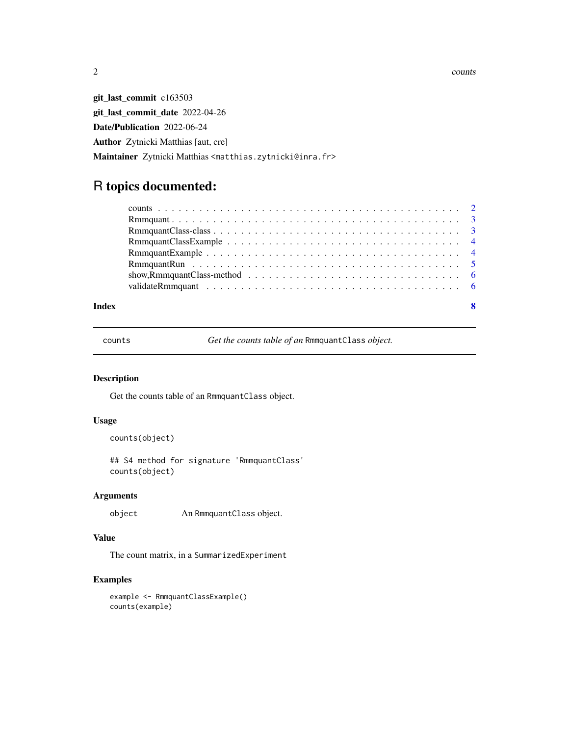**git_last_commit** c163503

**git_last_commit_date** 2022-04-26

**Date/Publication** 2022-06-24

**Author** Zytnicki Matthias [aut, cre]

**Maintainer** Zytnicki Matthias <matthias.zytnicki@inra.fr>

# R topics documented:

- counts . . . . . . . . . . . . . . . . . . . . . . . . . . . . . . . . . . . . . . . . . 2
- Rmmquant . . . . . . . . . . . . . . . . . . . . . . . . . . . . . . . . . . . . . . . . 3
- RmmquantClass-class . . . . . . . . . . . . . . . . . . . . . . . . . . . . . . . . . . 3
- RmmquantClassExample . . . . . . . . . . . . . . . . . . . . . . . . . . . . . . . . 4
- RmmquantExample . . . . . . . . . . . . . . . . . . . . . . . . . . . . . . . . . . . 4
- RmmquantRun . . . . . . . . . . . . . . . . . . . . . . . . . . . . . . . . . . . . . 5
- show,RmmquantClass-method . . . . . . . . . . . . . . . . . . . . . . . . . . . . . 6
- validateRmmquant . . . . . . . . . . . . . . . . . . . . . . . . . . . . . . . . . . . 6

**Index** 8

---

## counts — *Get the counts table of an* `RmmquantClass` *object.*

### Description

Get the counts table of an `RmmquantClass` object.

### Usage

```
counts(object)

## S4 method for signature 'RmmquantClass'
counts(object)
```

### Arguments

| | |
|---|---|
| `object` | An `RmmquantClass` object. |

### Value

The count matrix, in a `SummarizedExperiment`

### Examples

```
example <- RmmquantClassExample()
counts(example)
```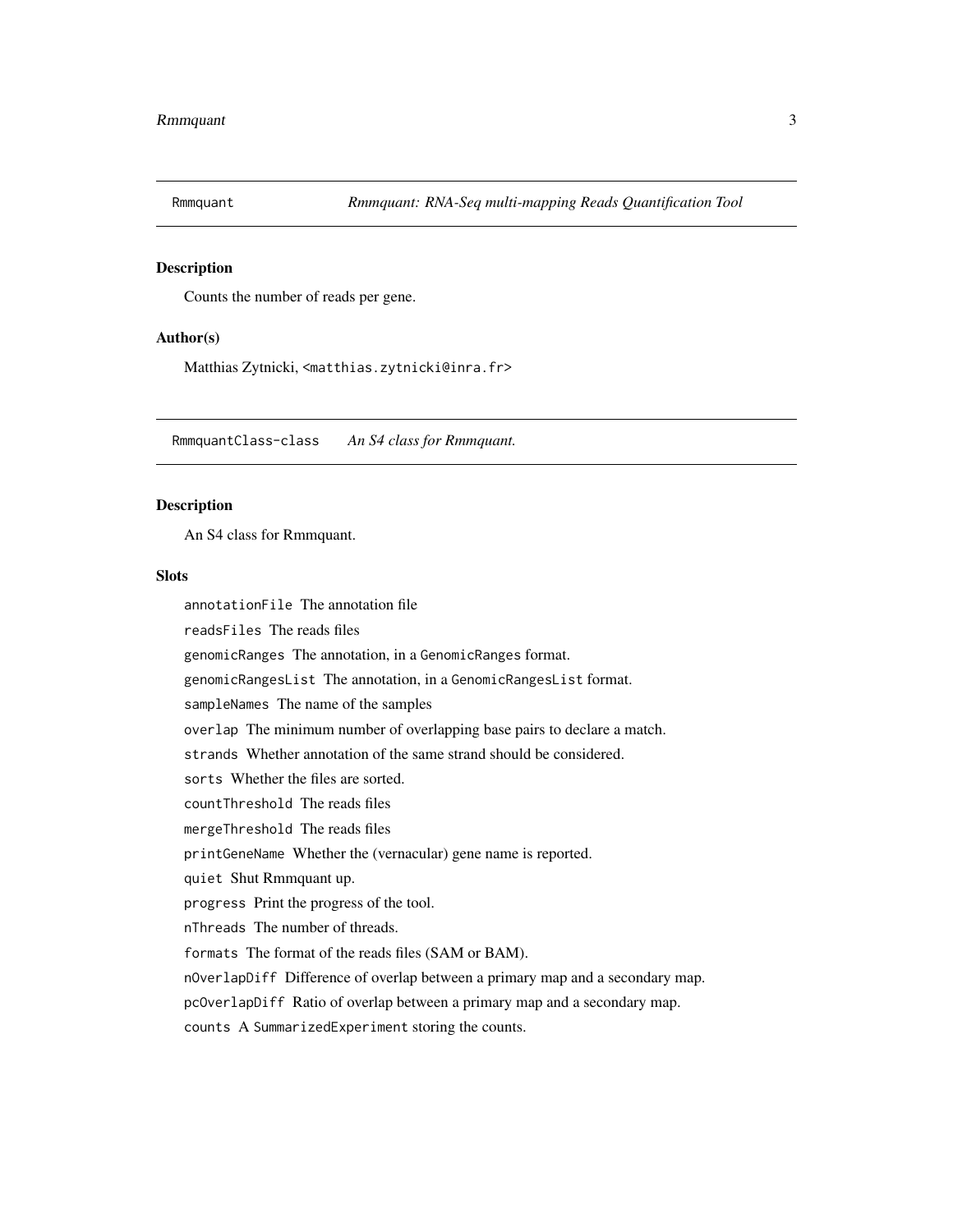## Rmmquant &nbsp;&nbsp;&nbsp; *Rmmquant: RNA-Seq multi-mapping Reads Quantification Tool*

### Description

Counts the number of reads per gene.

### Author(s)

Matthias Zytnicki, <matthias.zytnicki@inra.fr>

## RmmquantClass-class &nbsp;&nbsp;&nbsp; *An S4 class for Rmmquant.*

### Description

An S4 class for Rmmquant.

### Slots

`annotationFile` The annotation file

`readsFiles` The reads files

`genomicRanges` The annotation, in a `GenomicRanges` format.

`genomicRangesList` The annotation, in a `GenomicRangesList` format.

`sampleNames` The name of the samples

`overlap` The minimum number of overlapping base pairs to declare a match.

`strands` Whether annotation of the same strand should be considered.

`sorts` Whether the files are sorted.

`countThreshold` The reads files

`mergeThreshold` The reads files

`printGeneName` Whether the (vernacular) gene name is reported.

`quiet` Shut Rmmquant up.

`progress` Print the progress of the tool.

`nThreads` The number of threads.

`formats` The format of the reads files (SAM or BAM).

`nOverlapDiff` Difference of overlap between a primary map and a secondary map.

`pcOverlapDiff` Ratio of overlap between a primary map and a secondary map.

`counts` A `SummarizedExperiment` storing the counts.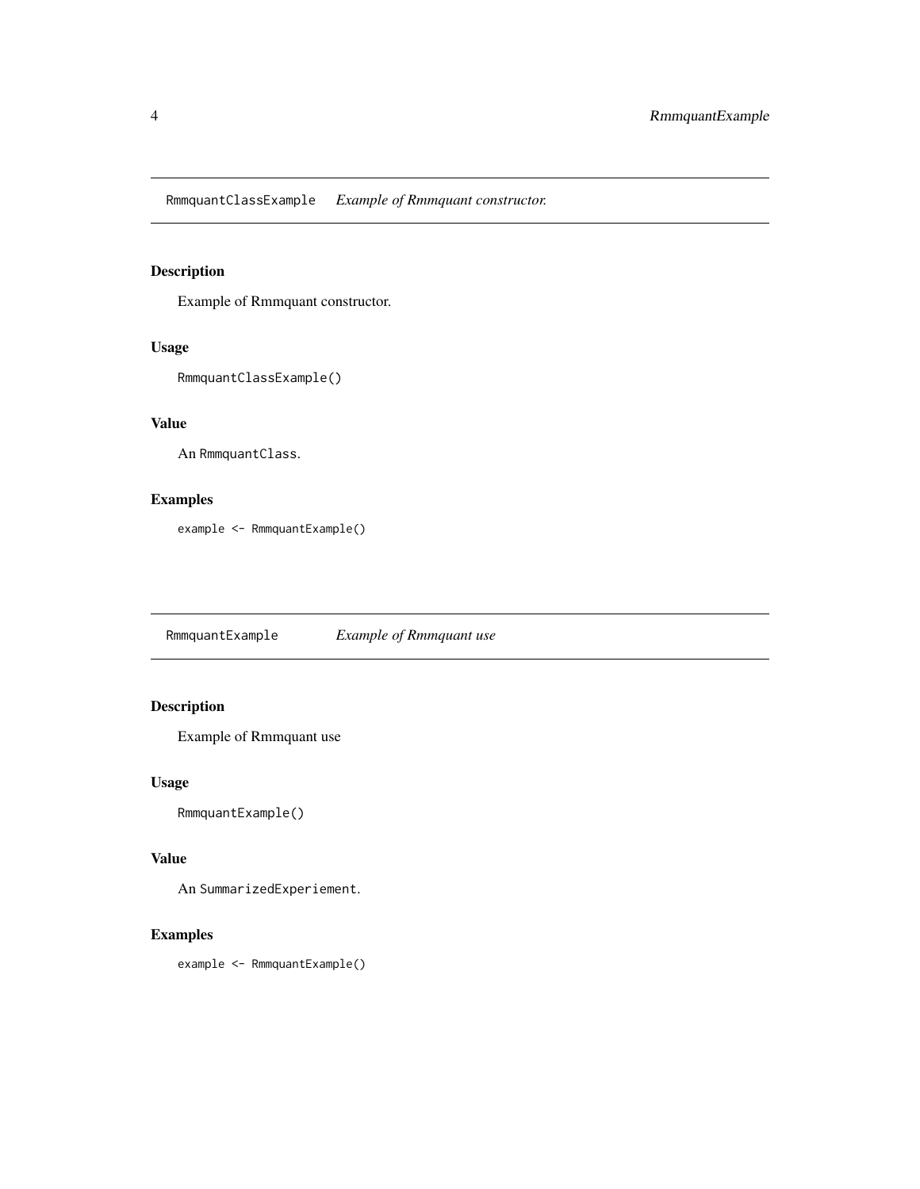## RmmquantClassExample — *Example of Rmmquant constructor.*

### Description

Example of Rmmquant constructor.

### Usage

```
RmmquantClassExample()
```

### Value

An `RmmquantClass`.

### Examples

```
example <- RmmquantExample()
```

## RmmquantExample — *Example of Rmmquant use*

### Description

Example of Rmmquant use

### Usage

```
RmmquantExample()
```

### Value

An `SummarizedExperiement`.

### Examples

```
example <- RmmquantExample()
```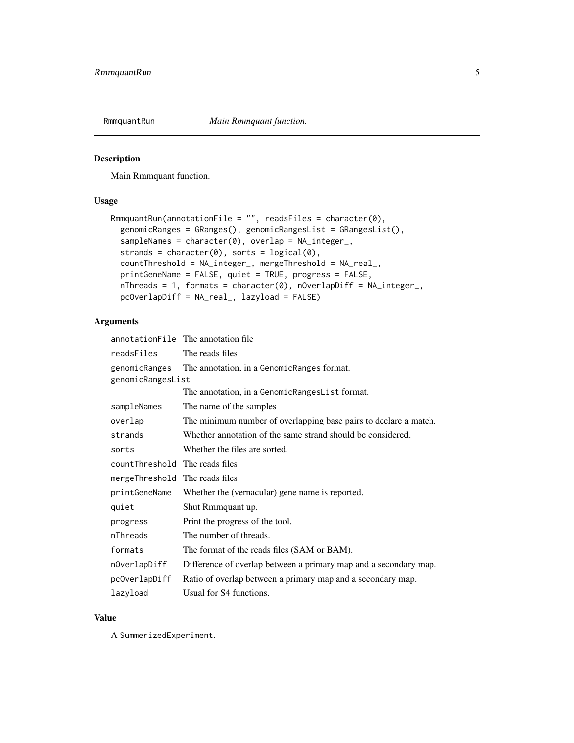## RmmquantRun — *Main Rmmquant function.*

### Description

Main Rmmquant function.

### Usage

```
RmmquantRun(annotationFile = "", readsFiles = character(0),
  genomicRanges = GRanges(), genomicRangesList = GRangesList(),
  sampleNames = character(0), overlap = NA_integer_,
  strands = character(0), sorts = logical(0),
  countThreshold = NA_integer_, mergeThreshold = NA_real_,
  printGeneName = FALSE, quiet = TRUE, progress = FALSE,
  nThreads = 1, formats = character(0), nOverlapDiff = NA_integer_,
  pcOverlapDiff = NA_real_, lazyload = FALSE)
```

### Arguments

| Argument | Description |
|---|---|
| `annotationFile` | The annotation file |
| `readsFiles` | The reads files |
| `genomicRanges` | The annotation, in a `GenomicRanges` format. |
| `genomicRangesList` | The annotation, in a `GenomicRangesList` format. |
| `sampleNames` | The name of the samples |
| `overlap` | The minimum number of overlapping base pairs to declare a match. |
| `strands` | Whether annotation of the same strand should be considered. |
| `sorts` | Whether the files are sorted. |
| `countThreshold` | The reads files |
| `mergeThreshold` | The reads files |
| `printGeneName` | Whether the (vernacular) gene name is reported. |
| `quiet` | Shut Rmmquant up. |
| `progress` | Print the progress of the tool. |
| `nThreads` | The number of threads. |
| `formats` | The format of the reads files (SAM or BAM). |
| `nOverlapDiff` | Difference of overlap between a primary map and a secondary map. |
| `pcOverlapDiff` | Ratio of overlap between a primary map and a secondary map. |
| `lazyload` | Usual for S4 functions. |

### Value

A `SummerizedExperiment`.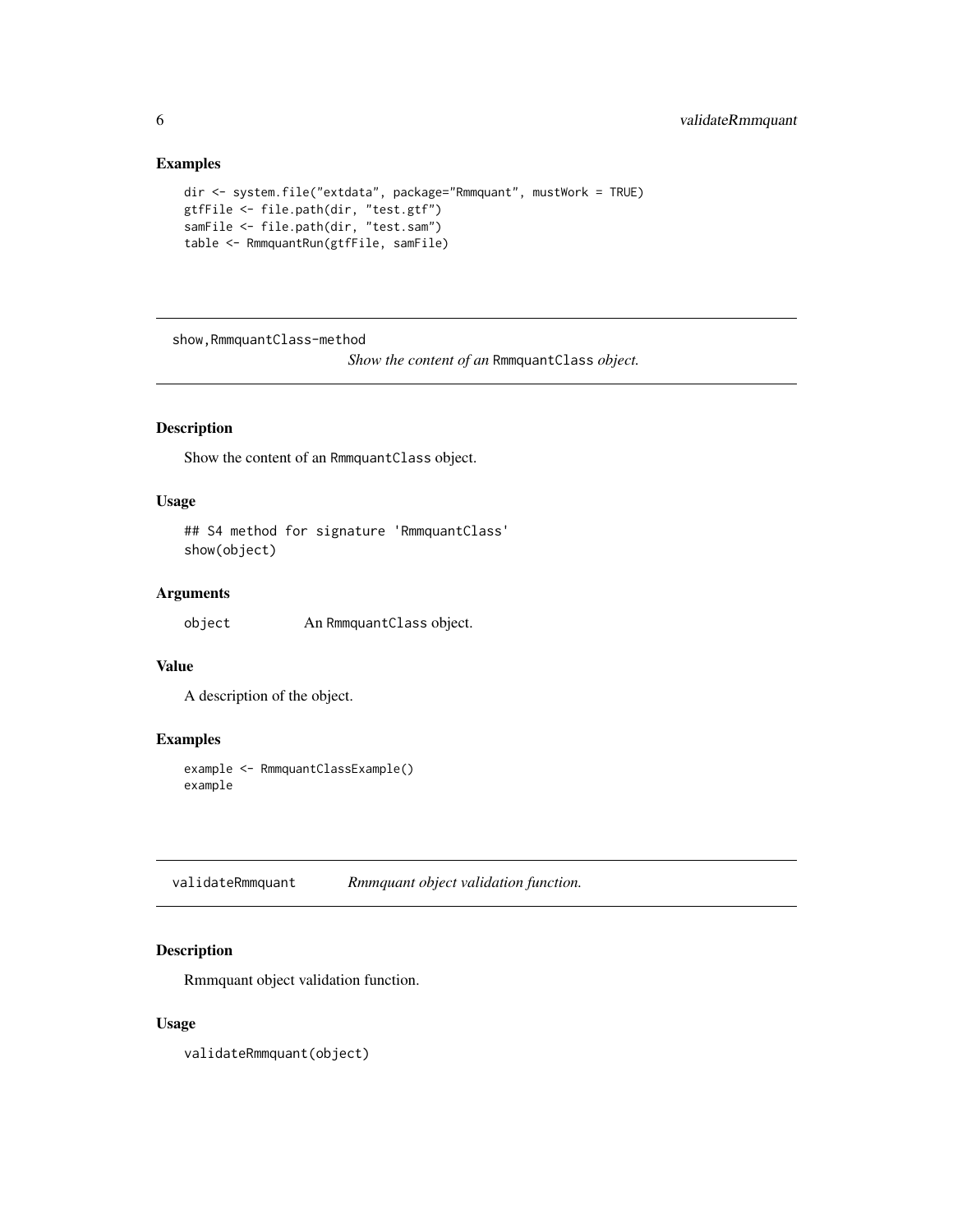## Examples

```
dir <- system.file("extdata", package="Rmmquant", mustWork = TRUE)
gtfFile <- file.path(dir, "test.gtf")
samFile <- file.path(dir, "test.sam")
table <- RmmquantRun(gtfFile, samFile)
```

---

# show,RmmquantClass-method

*Show the content of an* `RmmquantClass` *object.*

---

## Description

Show the content of an `RmmquantClass` object.

## Usage

```
## S4 method for signature 'RmmquantClass'
show(object)
```

## Arguments

| | |
|---|---|
| `object` | An `RmmquantClass` object. |

## Value

A description of the object.

## Examples

```
example <- RmmquantClassExample()
example
```

---

# validateRmmquant

*Rmmquant object validation function.*

---

## Description

Rmmquant object validation function.

## Usage

```
validateRmmquant(object)
```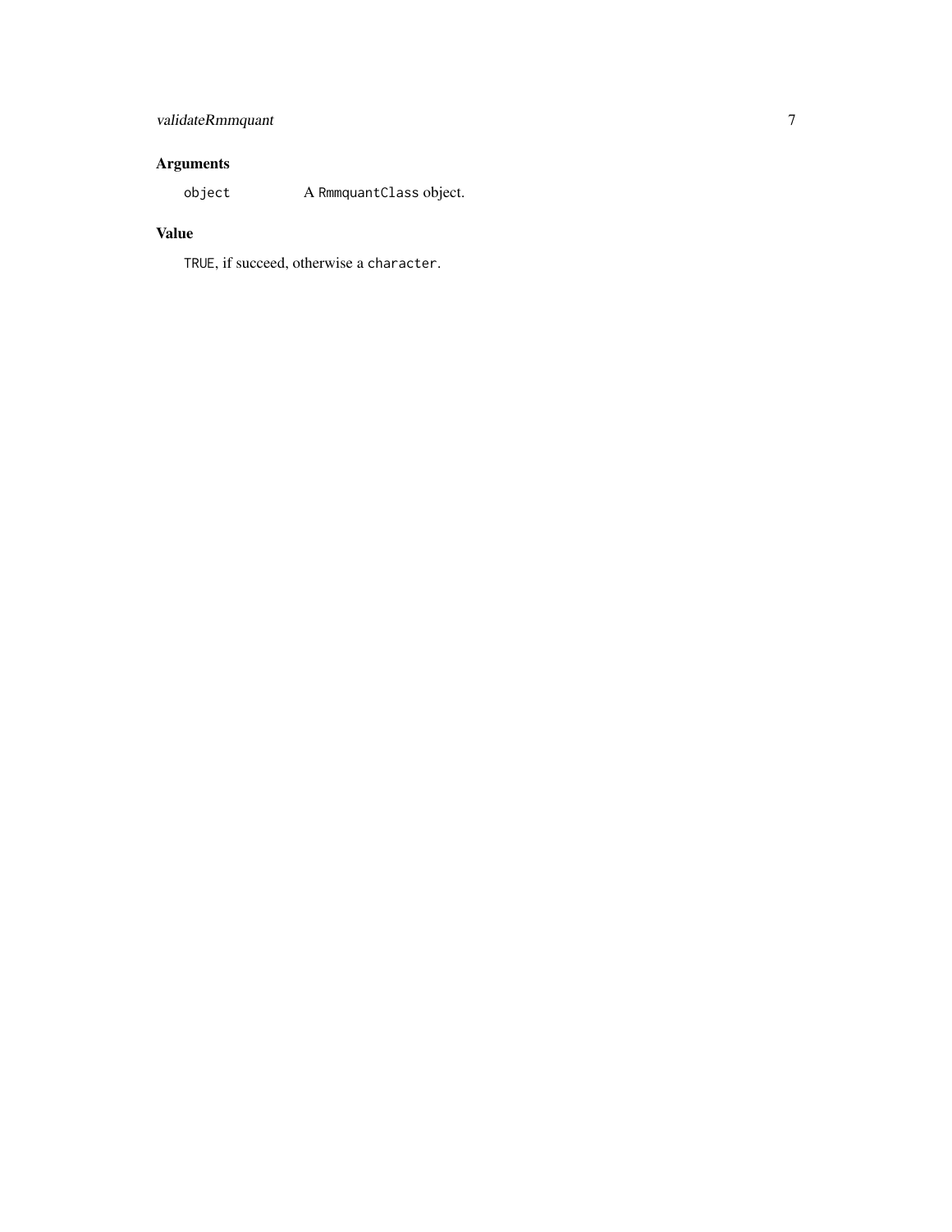## Arguments

| | |
|---|---|
| `object` | A `RmmquantClass` object. |

## Value

`TRUE`, if succeed, otherwise a `character`.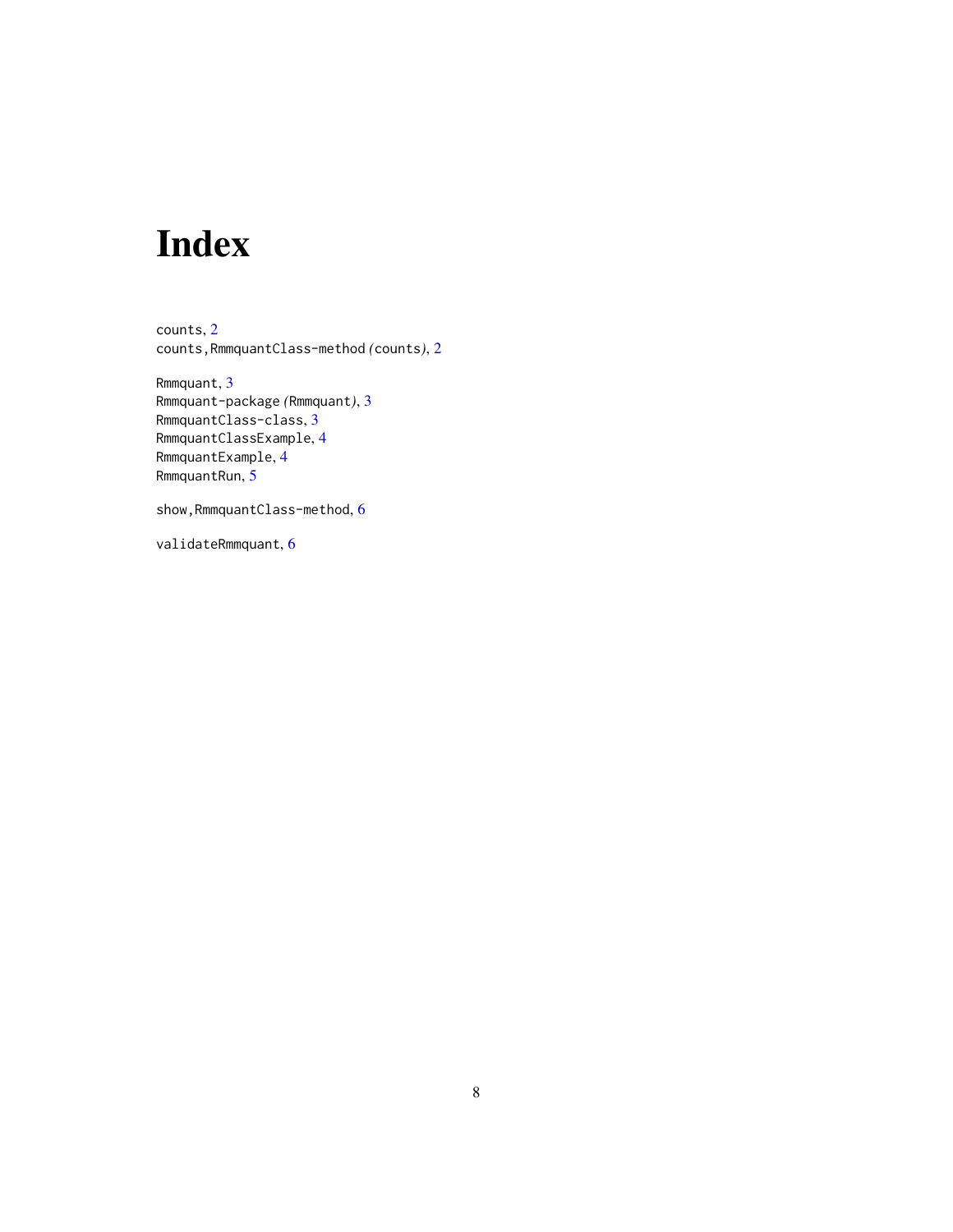# Index

counts, 2
counts,RmmquantClass-method *(counts)*, 2

Rmmquant, 3
Rmmquant-package *(Rmmquant)*, 3
RmmquantClass-class, 3
RmmquantClassExample, 4
RmmquantExample, 4
RmmquantRun, 5

show,RmmquantClass-method, 6

validateRmmquant, 6